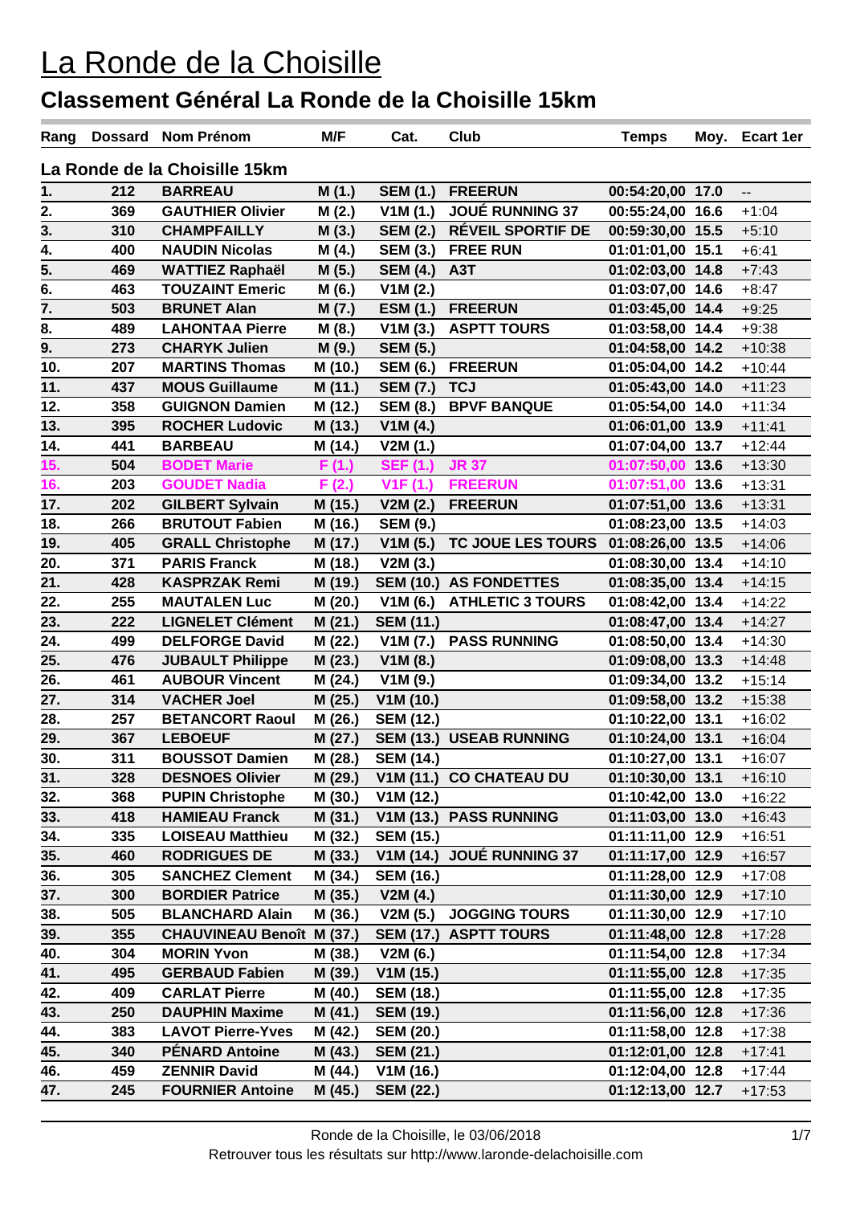# La Ronde de la Choisille

## Classement Général La Ronde de la Choisille 15km

| Rang | Dossard | Nom Prénom | M/F | Cat. | Club | Temps | Moy. | Ecart 1er |
|---|---|---|---|---|---|---|---|---|
| **La Ronde de la Choisille 15km** | | | | | | | | |
| 1. | 212 | BARREAU | M (1.) | SEM (1.) | FREERUN | 00:54:20,00 | 17.0 | -- |
| 2. | 369 | GAUTHIER Olivier | M (2.) | V1M (1.) | JOUÉ RUNNING 37 | 00:55:24,00 | 16.6 | +1:04 |
| 3. | 310 | CHAMPFAILLY | M (3.) | SEM (2.) | RÉVEIL SPORTIF DE | 00:59:30,00 | 15.5 | +5:10 |
| 4. | 400 | NAUDIN Nicolas | M (4.) | SEM (3.) | FREE RUN | 01:01:01,00 | 15.1 | +6:41 |
| 5. | 469 | WATTIEZ Raphaël | M (5.) | SEM (4.) | A3T | 01:02:03,00 | 14.8 | +7:43 |
| 6. | 463 | TOUZAINT Emeric | M (6.) | V1M (2.) | | 01:03:07,00 | 14.6 | +8:47 |
| 7. | 503 | BRUNET Alan | M (7.) | ESM (1.) | FREERUN | 01:03:45,00 | 14.4 | +9:25 |
| 8. | 489 | LAHONTAA Pierre | M (8.) | V1M (3.) | ASPTT TOURS | 01:03:58,00 | 14.4 | +9:38 |
| 9. | 273 | CHARYK Julien | M (9.) | SEM (5.) | | 01:04:58,00 | 14.2 | +10:38 |
| 10. | 207 | MARTINS Thomas | M (10.) | SEM (6.) | FREERUN | 01:05:04,00 | 14.2 | +10:44 |
| 11. | 437 | MOUS Guillaume | M (11.) | SEM (7.) | TCJ | 01:05:43,00 | 14.0 | +11:23 |
| 12. | 358 | GUIGNON Damien | M (12.) | SEM (8.) | BPVF BANQUE | 01:05:54,00 | 14.0 | +11:34 |
| 13. | 395 | ROCHER Ludovic | M (13.) | V1M (4.) | | 01:06:01,00 | 13.9 | +11:41 |
| 14. | 441 | BARBEAU | M (14.) | V2M (1.) | | 01:07:04,00 | 13.7 | +12:44 |
| 15. | 504 | BODET Marie | F (1.) | SEF (1.) | JR 37 | 01:07:50,00 | 13.6 | +13:30 |
| 16. | 203 | GOUDET Nadia | F (2.) | V1F (1.) | FREERUN | 01:07:51,00 | 13.6 | +13:31 |
| 17. | 202 | GILBERT Sylvain | M (15.) | V2M (2.) | FREERUN | 01:07:51,00 | 13.6 | +13:31 |
| 18. | 266 | BRUTOUT Fabien | M (16.) | SEM (9.) | | 01:08:23,00 | 13.5 | +14:03 |
| 19. | 405 | GRALL Christophe | M (17.) | V1M (5.) | TC JOUE LES TOURS | 01:08:26,00 | 13.5 | +14:06 |
| 20. | 371 | PARIS Franck | M (18.) | V2M (3.) | | 01:08:30,00 | 13.4 | +14:10 |
| 21. | 428 | KASPRZAK Remi | M (19.) | SEM (10.) | AS FONDETTES | 01:08:35,00 | 13.4 | +14:15 |
| 22. | 255 | MAUTALEN Luc | M (20.) | V1M (6.) | ATHLETIC 3 TOURS | 01:08:42,00 | 13.4 | +14:22 |
| 23. | 222 | LIGNELET Clément | M (21.) | SEM (11.) | | 01:08:47,00 | 13.4 | +14:27 |
| 24. | 499 | DELFORGE David | M (22.) | V1M (7.) | PASS RUNNING | 01:08:50,00 | 13.4 | +14:30 |
| 25. | 476 | JUBAULT Philippe | M (23.) | V1M (8.) | | 01:09:08,00 | 13.3 | +14:48 |
| 26. | 461 | AUBOUR Vincent | M (24.) | V1M (9.) | | 01:09:34,00 | 13.2 | +15:14 |
| 27. | 314 | VACHER Joel | M (25.) | V1M (10.) | | 01:09:58,00 | 13.2 | +15:38 |
| 28. | 257 | BETANCORT Raoul | M (26.) | SEM (12.) | | 01:10:22,00 | 13.1 | +16:02 |
| 29. | 367 | LEBOEUF | M (27.) | SEM (13.) | USEAB RUNNING | 01:10:24,00 | 13.1 | +16:04 |
| 30. | 311 | BOUSSOT Damien | M (28.) | SEM (14.) | | 01:10:27,00 | 13.1 | +16:07 |
| 31. | 328 | DESNOES Olivier | M (29.) | V1M (11.) | CO CHATEAU DU | 01:10:30,00 | 13.1 | +16:10 |
| 32. | 368 | PUPIN Christophe | M (30.) | V1M (12.) | | 01:10:42,00 | 13.0 | +16:22 |
| 33. | 418 | HAMIEAU Franck | M (31.) | V1M (13.) | PASS RUNNING | 01:11:03,00 | 13.0 | +16:43 |
| 34. | 335 | LOISEAU Matthieu | M (32.) | SEM (15.) | | 01:11:11,00 | 12.9 | +16:51 |
| 35. | 460 | RODRIGUES DE | M (33.) | V1M (14.) | JOUÉ RUNNING 37 | 01:11:17,00 | 12.9 | +16:57 |
| 36. | 305 | SANCHEZ Clement | M (34.) | SEM (16.) | | 01:11:28,00 | 12.9 | +17:08 |
| 37. | 300 | BORDIER Patrice | M (35.) | V2M (4.) | | 01:11:30,00 | 12.9 | +17:10 |
| 38. | 505 | BLANCHARD Alain | M (36.) | V2M (5.) | JOGGING TOURS | 01:11:30,00 | 12.9 | +17:10 |
| 39. | 355 | CHAUVINEAU Benoît | M (37.) | SEM (17.) | ASPTT TOURS | 01:11:48,00 | 12.8 | +17:28 |
| 40. | 304 | MORIN Yvon | M (38.) | V2M (6.) | | 01:11:54,00 | 12.8 | +17:34 |
| 41. | 495 | GERBAUD Fabien | M (39.) | V1M (15.) | | 01:11:55,00 | 12.8 | +17:35 |
| 42. | 409 | CARLAT Pierre | M (40.) | SEM (18.) | | 01:11:55,00 | 12.8 | +17:35 |
| 43. | 250 | DAUPHIN Maxime | M (41.) | SEM (19.) | | 01:11:56,00 | 12.8 | +17:36 |
| 44. | 383 | LAVOT Pierre-Yves | M (42.) | SEM (20.) | | 01:11:58,00 | 12.8 | +17:38 |
| 45. | 340 | PÉNARD Antoine | M (43.) | SEM (21.) | | 01:12:01,00 | 12.8 | +17:41 |
| 46. | 459 | ZENNIR David | M (44.) | V1M (16.) | | 01:12:04,00 | 12.8 | +17:44 |
| 47. | 245 | FOURNIER Antoine | M (45.) | SEM (22.) | | 01:12:13,00 | 12.7 | +17:53 |

Ronde de la Choisille, le 03/06/2018

Retrouver tous les résultats sur http://www.laronde-delachoisille.com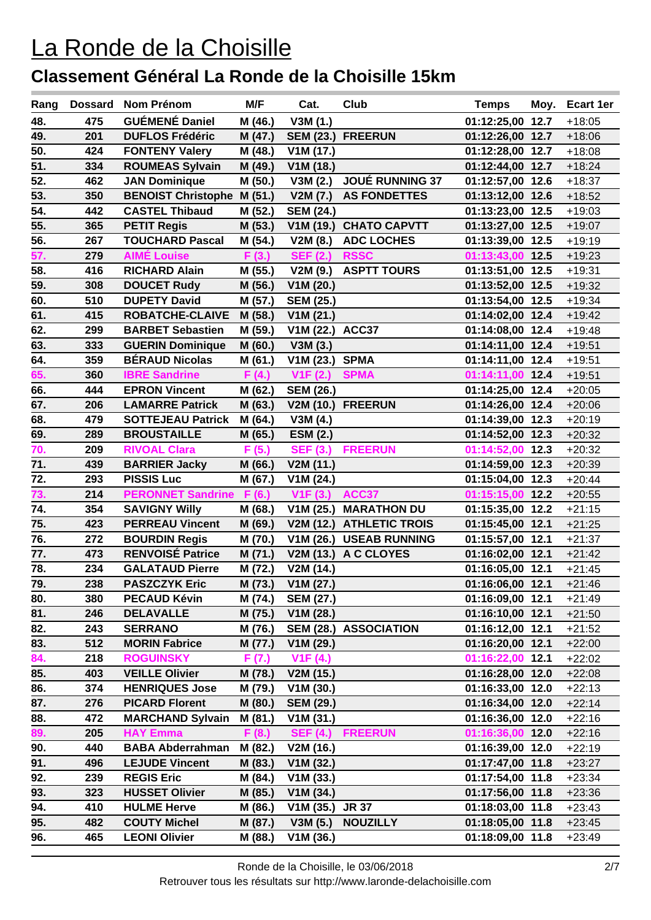# La Ronde de la Choisille

## Classement Général La Ronde de la Choisille 15km

| Rang | Dossard | Nom Prénom | M/F | Cat. | Club | Temps | Moy. | Ecart 1er |
|---|---|---|---|---|---|---|---|---|
| 48. | 475 | GUÉMENÉ Daniel | M (46.) | V3M (1.) | | 01:12:25,00 | 12.7 | +18:05 |
| 49. | 201 | DUFLOS Frédéric | M (47.) | SEM (23.) | FREERUN | 01:12:26,00 | 12.7 | +18:06 |
| 50. | 424 | FONTENY Valery | M (48.) | V1M (17.) | | 01:12:28,00 | 12.7 | +18:08 |
| 51. | 334 | ROUMEAS Sylvain | M (49.) | V1M (18.) | | 01:12:44,00 | 12.7 | +18:24 |
| 52. | 462 | JAN Dominique | M (50.) | V3M (2.) | JOUÉ RUNNING 37 | 01:12:57,00 | 12.6 | +18:37 |
| 53. | 350 | BENOIST Christophe | M (51.) | V2M (7.) | AS FONDETTES | 01:13:12,00 | 12.6 | +18:52 |
| 54. | 442 | CASTEL Thibaud | M (52.) | SEM (24.) | | 01:13:23,00 | 12.5 | +19:03 |
| 55. | 365 | PETIT Regis | M (53.) | V1M (19.) | CHATO CAPVTT | 01:13:27,00 | 12.5 | +19:07 |
| 56. | 267 | TOUCHARD Pascal | M (54.) | V2M (8.) | ADC LOCHES | 01:13:39,00 | 12.5 | +19:19 |
| 57. | 279 | AIMÉ Louise | F (3.) | SEF (2.) | RSSC | 01:13:43,00 | 12.5 | +19:23 |
| 58. | 416 | RICHARD Alain | M (55.) | V2M (9.) | ASPTT TOURS | 01:13:51,00 | 12.5 | +19:31 |
| 59. | 308 | DOUCET Rudy | M (56.) | V1M (20.) | | 01:13:52,00 | 12.5 | +19:32 |
| 60. | 510 | DUPETY David | M (57.) | SEM (25.) | | 01:13:54,00 | 12.5 | +19:34 |
| 61. | 415 | ROBATCHE-CLAIVE | M (58.) | V1M (21.) | | 01:14:02,00 | 12.4 | +19:42 |
| 62. | 299 | BARBET Sebastien | M (59.) | V1M (22.) | ACC37 | 01:14:08,00 | 12.4 | +19:48 |
| 63. | 333 | GUERIN Dominique | M (60.) | V3M (3.) | | 01:14:11,00 | 12.4 | +19:51 |
| 64. | 359 | BÉRAUD Nicolas | M (61.) | V1M (23.) | SPMA | 01:14:11,00 | 12.4 | +19:51 |
| 65. | 360 | IBRE Sandrine | F (4.) | V1F (2.) | SPMA | 01:14:11,00 | 12.4 | +19:51 |
| 66. | 444 | EPRON Vincent | M (62.) | SEM (26.) | | 01:14:25,00 | 12.4 | +20:05 |
| 67. | 206 | LAMARRE Patrick | M (63.) | V2M (10.) | FREERUN | 01:14:26,00 | 12.4 | +20:06 |
| 68. | 479 | SOTTEJEAU Patrick | M (64.) | V3M (4.) | | 01:14:39,00 | 12.3 | +20:19 |
| 69. | 289 | BROUSTAILLE | M (65.) | ESM (2.) | | 01:14:52,00 | 12.3 | +20:32 |
| 70. | 209 | RIVOAL Clara | F (5.) | SEF (3.) | FREERUN | 01:14:52,00 | 12.3 | +20:32 |
| 71. | 439 | BARRIER Jacky | M (66.) | V2M (11.) | | 01:14:59,00 | 12.3 | +20:39 |
| 72. | 293 | PISSIS Luc | M (67.) | V1M (24.) | | 01:15:04,00 | 12.3 | +20:44 |
| 73. | 214 | PERONNET Sandrine | F (6.) | V1F (3.) | ACC37 | 01:15:15,00 | 12.2 | +20:55 |
| 74. | 354 | SAVIGNY Willy | M (68.) | V1M (25.) | MARATHON DU | 01:15:35,00 | 12.2 | +21:15 |
| 75. | 423 | PERREAU Vincent | M (69.) | V2M (12.) | ATHLETIC TROIS | 01:15:45,00 | 12.1 | +21:25 |
| 76. | 272 | BOURDIN Regis | M (70.) | V1M (26.) | USEAB RUNNING | 01:15:57,00 | 12.1 | +21:37 |
| 77. | 473 | RENVOISÉ Patrice | M (71.) | V2M (13.) | A C CLOYES | 01:16:02,00 | 12.1 | +21:42 |
| 78. | 234 | GALATAUD Pierre | M (72.) | V2M (14.) | | 01:16:05,00 | 12.1 | +21:45 |
| 79. | 238 | PASZCZYK Eric | M (73.) | V1M (27.) | | 01:16:06,00 | 12.1 | +21:46 |
| 80. | 380 | PECAUD Kévin | M (74.) | SEM (27.) | | 01:16:09,00 | 12.1 | +21:49 |
| 81. | 246 | DELAVALLE | M (75.) | V1M (28.) | | 01:16:10,00 | 12.1 | +21:50 |
| 82. | 243 | SERRANO | M (76.) | SEM (28.) | ASSOCIATION | 01:16:12,00 | 12.1 | +21:52 |
| 83. | 512 | MORIN Fabrice | M (77.) | V1M (29.) | | 01:16:20,00 | 12.1 | +22:00 |
| 84. | 218 | ROGUINSKY | F (7.) | V1F (4.) | | 01:16:22,00 | 12.1 | +22:02 |
| 85. | 403 | VEILLE Olivier | M (78.) | V2M (15.) | | 01:16:28,00 | 12.0 | +22:08 |
| 86. | 374 | HENRIQUES Jose | M (79.) | V1M (30.) | | 01:16:33,00 | 12.0 | +22:13 |
| 87. | 276 | PICARD Florent | M (80.) | SEM (29.) | | 01:16:34,00 | 12.0 | +22:14 |
| 88. | 472 | MARCHAND Sylvain | M (81.) | V1M (31.) | | 01:16:36,00 | 12.0 | +22:16 |
| 89. | 205 | HAY Emma | F (8.) | SEF (4.) | FREERUN | 01:16:36,00 | 12.0 | +22:16 |
| 90. | 440 | BABA Abderrahman | M (82.) | V2M (16.) | | 01:16:39,00 | 12.0 | +22:19 |
| 91. | 496 | LEJUDE Vincent | M (83.) | V1M (32.) | | 01:17:47,00 | 11.8 | +23:27 |
| 92. | 239 | REGIS Eric | M (84.) | V1M (33.) | | 01:17:54,00 | 11.8 | +23:34 |
| 93. | 323 | HUSSET Olivier | M (85.) | V1M (34.) | | 01:17:56,00 | 11.8 | +23:36 |
| 94. | 410 | HULME Herve | M (86.) | V1M (35.) | JR 37 | 01:18:03,00 | 11.8 | +23:43 |
| 95. | 482 | COUTY Michel | M (87.) | V3M (5.) | NOUZILLY | 01:18:05,00 | 11.8 | +23:45 |
| 96. | 465 | LEONI Olivier | M (88.) | V1M (36.) | | 01:18:09,00 | 11.8 | +23:49 |

Ronde de la Choisille, le 03/06/2018

Retrouver tous les résultats sur http://www.laronde-delachoisille.com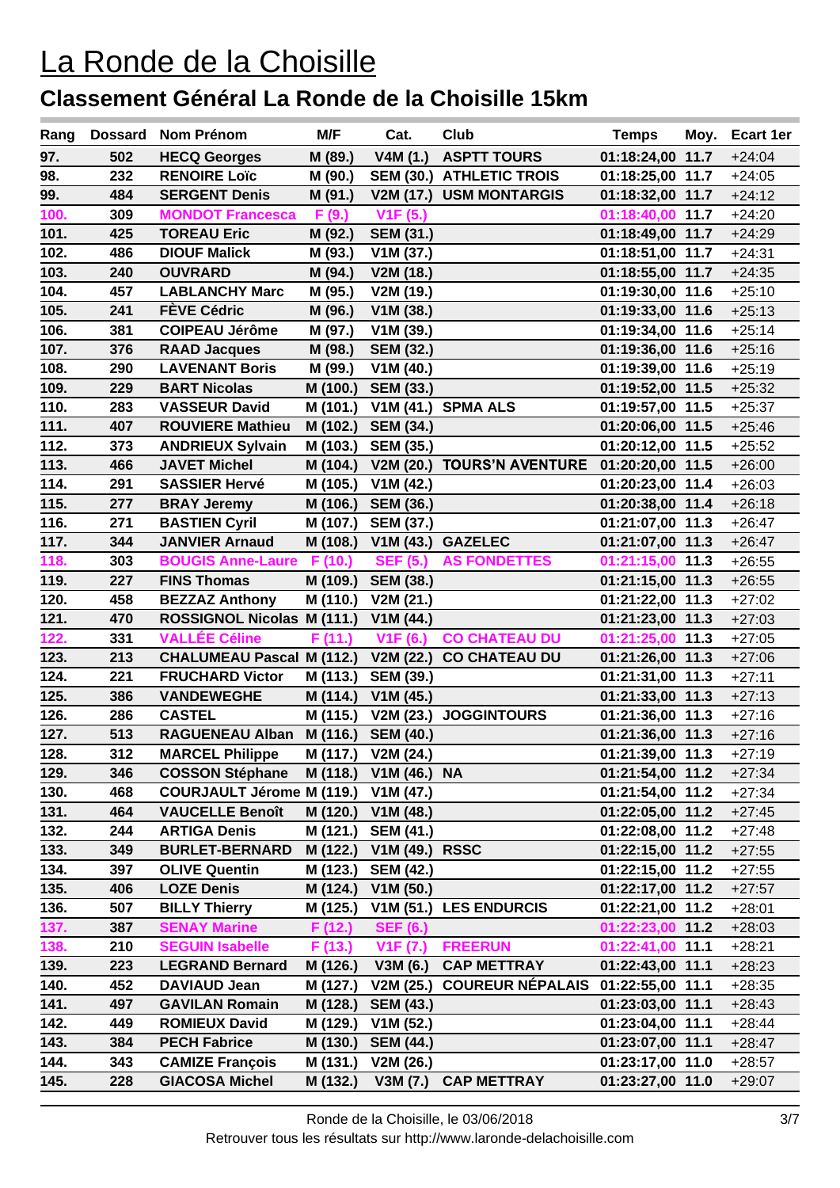# La Ronde de la Choisille

## Classement Général La Ronde de la Choisille 15km

| Rang | Dossard | Nom Prénom | M/F | Cat. | Club | Temps | Moy. | Ecart 1er |
|---|---|---|---|---|---|---|---|---|
| 97. | 502 | HECQ Georges | M (89.) | V4M (1.) | ASPTT TOURS | 01:18:24,00 | 11.7 | +24:04 |
| 98. | 232 | RENOIRE Loïc | M (90.) | SEM (30.) | ATHLETIC TROIS | 01:18:25,00 | 11.7 | +24:05 |
| 99. | 484 | SERGENT Denis | M (91.) | V2M (17.) | USM MONTARGIS | 01:18:32,00 | 11.7 | +24:12 |
| 100. | 309 | MONDOT Francesca | F (9.) | V1F (5.) | | 01:18:40,00 | 11.7 | +24:20 |
| 101. | 425 | TOREAU Eric | M (92.) | SEM (31.) | | 01:18:49,00 | 11.7 | +24:29 |
| 102. | 486 | DIOUF Malick | M (93.) | V1M (37.) | | 01:18:51,00 | 11.7 | +24:31 |
| 103. | 240 | OUVRARD | M (94.) | V2M (18.) | | 01:18:55,00 | 11.7 | +24:35 |
| 104. | 457 | LABLANCHY Marc | M (95.) | V2M (19.) | | 01:19:30,00 | 11.6 | +25:10 |
| 105. | 241 | FÈVE Cédric | M (96.) | V1M (38.) | | 01:19:33,00 | 11.6 | +25:13 |
| 106. | 381 | COIPEAU Jérôme | M (97.) | V1M (39.) | | 01:19:34,00 | 11.6 | +25:14 |
| 107. | 376 | RAAD Jacques | M (98.) | SEM (32.) | | 01:19:36,00 | 11.6 | +25:16 |
| 108. | 290 | LAVENANT Boris | M (99.) | V1M (40.) | | 01:19:39,00 | 11.6 | +25:19 |
| 109. | 229 | BART Nicolas | M (100.) | SEM (33.) | | 01:19:52,00 | 11.5 | +25:32 |
| 110. | 283 | VASSEUR David | M (101.) | V1M (41.) | SPMA ALS | 01:19:57,00 | 11.5 | +25:37 |
| 111. | 407 | ROUVIERE Mathieu | M (102.) | SEM (34.) | | 01:20:06,00 | 11.5 | +25:46 |
| 112. | 373 | ANDRIEUX Sylvain | M (103.) | SEM (35.) | | 01:20:12,00 | 11.5 | +25:52 |
| 113. | 466 | JAVET Michel | M (104.) | V2M (20.) | TOURS'N AVENTURE | 01:20:20,00 | 11.5 | +26:00 |
| 114. | 291 | SASSIER Hervé | M (105.) | V1M (42.) | | 01:20:23,00 | 11.4 | +26:03 |
| 115. | 277 | BRAY Jeremy | M (106.) | SEM (36.) | | 01:20:38,00 | 11.4 | +26:18 |
| 116. | 271 | BASTIEN Cyril | M (107.) | SEM (37.) | | 01:21:07,00 | 11.3 | +26:47 |
| 117. | 344 | JANVIER Arnaud | M (108.) | V1M (43.) | GAZELEC | 01:21:07,00 | 11.3 | +26:47 |
| 118. | 303 | BOUGIS Anne-Laure | F (10.) | SEF (5.) | AS FONDETTES | 01:21:15,00 | 11.3 | +26:55 |
| 119. | 227 | FINS Thomas | M (109.) | SEM (38.) | | 01:21:15,00 | 11.3 | +26:55 |
| 120. | 458 | BEZZAZ Anthony | M (110.) | V2M (21.) | | 01:21:22,00 | 11.3 | +27:02 |
| 121. | 470 | ROSSIGNOL Nicolas | M (111.) | V1M (44.) | | 01:21:23,00 | 11.3 | +27:03 |
| 122. | 331 | VALLÉE Céline | F (11.) | V1F (6.) | CO CHATEAU DU | 01:21:25,00 | 11.3 | +27:05 |
| 123. | 213 | CHALUMEAU Pascal | M (112.) | V2M (22.) | CO CHATEAU DU | 01:21:26,00 | 11.3 | +27:06 |
| 124. | 221 | FRUCHARD Victor | M (113.) | SEM (39.) | | 01:21:31,00 | 11.3 | +27:11 |
| 125. | 386 | VANDEWEGHE | M (114.) | V1M (45.) | | 01:21:33,00 | 11.3 | +27:13 |
| 126. | 286 | CASTEL | M (115.) | V2M (23.) | JOGGINTOURS | 01:21:36,00 | 11.3 | +27:16 |
| 127. | 513 | RAGUENEAU Alban | M (116.) | SEM (40.) | | 01:21:36,00 | 11.3 | +27:16 |
| 128. | 312 | MARCEL Philippe | M (117.) | V2M (24.) | | 01:21:39,00 | 11.3 | +27:19 |
| 129. | 346 | COSSON Stéphane | M (118.) | V1M (46.) | NA | 01:21:54,00 | 11.2 | +27:34 |
| 130. | 468 | COURJAULT Jérome | M (119.) | V1M (47.) | | 01:21:54,00 | 11.2 | +27:34 |
| 131. | 464 | VAUCELLE Benoît | M (120.) | V1M (48.) | | 01:22:05,00 | 11.2 | +27:45 |
| 132. | 244 | ARTIGA Denis | M (121.) | SEM (41.) | | 01:22:08,00 | 11.2 | +27:48 |
| 133. | 349 | BURLET-BERNARD | M (122.) | V1M (49.) | RSSC | 01:22:15,00 | 11.2 | +27:55 |
| 134. | 397 | OLIVE Quentin | M (123.) | SEM (42.) | | 01:22:15,00 | 11.2 | +27:55 |
| 135. | 406 | LOZE Denis | M (124.) | V1M (50.) | | 01:22:17,00 | 11.2 | +27:57 |
| 136. | 507 | BILLY Thierry | M (125.) | V1M (51.) | LES ENDURCIS | 01:22:21,00 | 11.2 | +28:01 |
| 137. | 387 | SENAY Marine | F (12.) | SEF (6.) | | 01:22:23,00 | 11.2 | +28:03 |
| 138. | 210 | SEGUIN Isabelle | F (13.) | V1F (7.) | FREERUN | 01:22:41,00 | 11.1 | +28:21 |
| 139. | 223 | LEGRAND Bernard | M (126.) | V3M (6.) | CAP METTRAY | 01:22:43,00 | 11.1 | +28:23 |
| 140. | 452 | DAVIAUD Jean | M (127.) | V2M (25.) | COUREUR NÉPALAIS | 01:22:55,00 | 11.1 | +28:35 |
| 141. | 497 | GAVILAN Romain | M (128.) | SEM (43.) | | 01:23:03,00 | 11.1 | +28:43 |
| 142. | 449 | ROMIEUX David | M (129.) | V1M (52.) | | 01:23:04,00 | 11.1 | +28:44 |
| 143. | 384 | PECH Fabrice | M (130.) | SEM (44.) | | 01:23:07,00 | 11.1 | +28:47 |
| 144. | 343 | CAMIZE François | M (131.) | V2M (26.) | | 01:23:17,00 | 11.0 | +28:57 |
| 145. | 228 | GIACOSA Michel | M (132.) | V3M (7.) | CAP METTRAY | 01:23:27,00 | 11.0 | +29:07 |

Ronde de la Choisille, le 03/06/2018

Retrouver tous les résultats sur http://www.laronde-delachoisille.com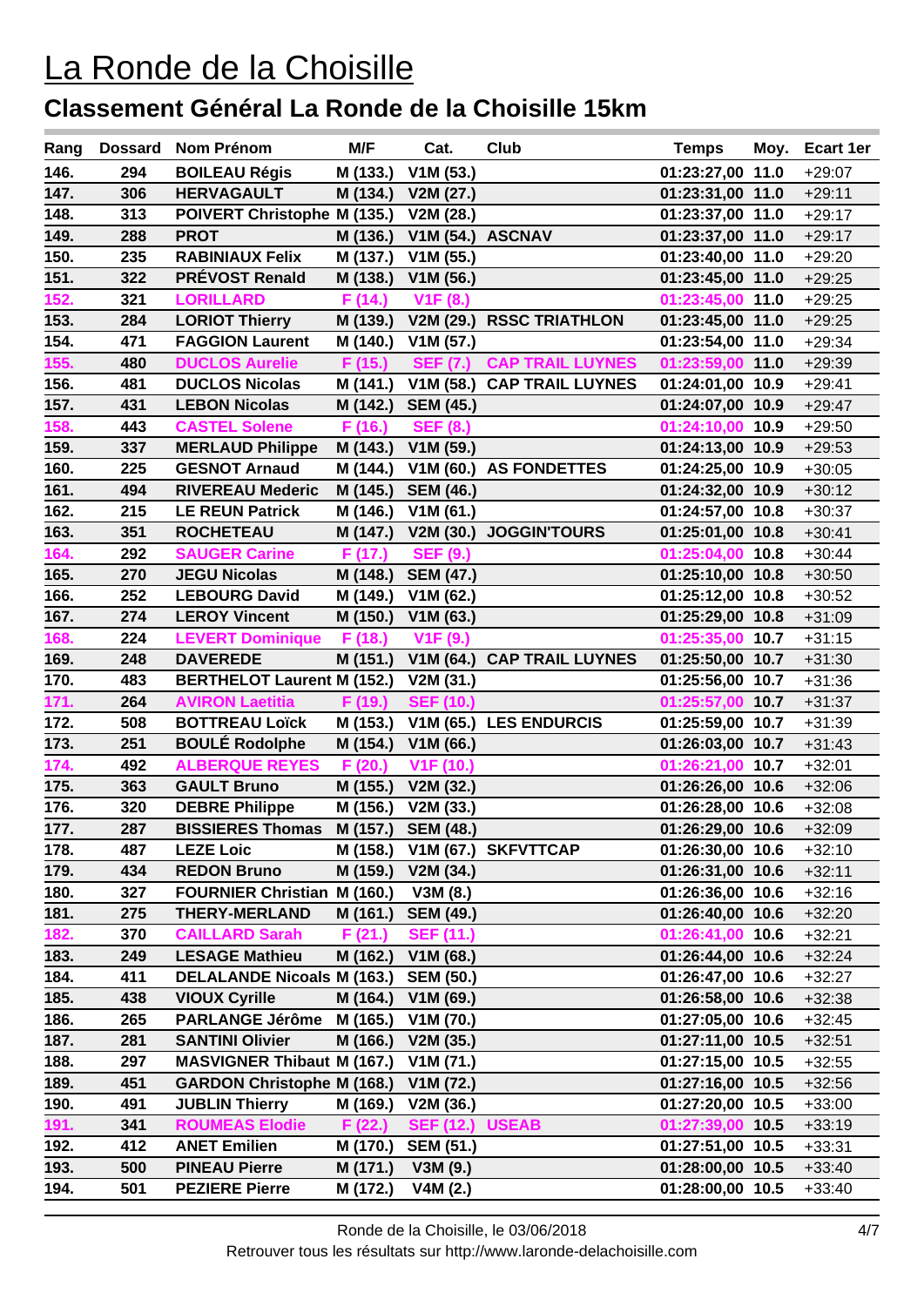# La Ronde de la Choisille

## Classement Général La Ronde de la Choisille 15km

| Rang | Dossard | Nom Prénom | M/F | Cat. | Club | Temps | Moy. | Ecart 1er |
|---|---|---|---|---|---|---|---|---|
| 146. | 294 | BOILEAU Régis | M (133.) | V1M (53.) | | 01:23:27,00 | 11.0 | +29:07 |
| 147. | 306 | HERVAGAULT | M (134.) | V2M (27.) | | 01:23:31,00 | 11.0 | +29:11 |
| 148. | 313 | POIVERT Christophe | M (135.) | V2M (28.) | | 01:23:37,00 | 11.0 | +29:17 |
| 149. | 288 | PROT | M (136.) | V1M (54.) | ASCNAV | 01:23:37,00 | 11.0 | +29:17 |
| 150. | 235 | RABINIAUX Felix | M (137.) | V1M (55.) | | 01:23:40,00 | 11.0 | +29:20 |
| 151. | 322 | PRÉVOST Renald | M (138.) | V1M (56.) | | 01:23:45,00 | 11.0 | +29:25 |
| 152. | 321 | LORILLARD | F (14.) | V1F (8.) | | 01:23:45,00 | 11.0 | +29:25 |
| 153. | 284 | LORIOT Thierry | M (139.) | V2M (29.) | RSSC TRIATHLON | 01:23:45,00 | 11.0 | +29:25 |
| 154. | 471 | FAGGION Laurent | M (140.) | V1M (57.) | | 01:23:54,00 | 11.0 | +29:34 |
| 155. | 480 | DUCLOS Aurelie | F (15.) | SEF (7.) | CAP TRAIL LUYNES | 01:23:59,00 | 11.0 | +29:39 |
| 156. | 481 | DUCLOS Nicolas | M (141.) | V1M (58.) | CAP TRAIL LUYNES | 01:24:01,00 | 10.9 | +29:41 |
| 157. | 431 | LEBON Nicolas | M (142.) | SEM (45.) | | 01:24:07,00 | 10.9 | +29:47 |
| 158. | 443 | CASTEL Solene | F (16.) | SEF (8.) | | 01:24:10,00 | 10.9 | +29:50 |
| 159. | 337 | MERLAUD Philippe | M (143.) | V1M (59.) | | 01:24:13,00 | 10.9 | +29:53 |
| 160. | 225 | GESNOT Arnaud | M (144.) | V1M (60.) | AS FONDETTES | 01:24:25,00 | 10.9 | +30:05 |
| 161. | 494 | RIVEREAU Mederic | M (145.) | SEM (46.) | | 01:24:32,00 | 10.9 | +30:12 |
| 162. | 215 | LE REUN Patrick | M (146.) | V1M (61.) | | 01:24:57,00 | 10.8 | +30:37 |
| 163. | 351 | ROCHETEAU | M (147.) | V2M (30.) | JOGGIN'TOURS | 01:25:01,00 | 10.8 | +30:41 |
| 164. | 292 | SAUGER Carine | F (17.) | SEF (9.) | | 01:25:04,00 | 10.8 | +30:44 |
| 165. | 270 | JEGU Nicolas | M (148.) | SEM (47.) | | 01:25:10,00 | 10.8 | +30:50 |
| 166. | 252 | LEBOURG David | M (149.) | V1M (62.) | | 01:25:12,00 | 10.8 | +30:52 |
| 167. | 274 | LEROY Vincent | M (150.) | V1M (63.) | | 01:25:29,00 | 10.8 | +31:09 |
| 168. | 224 | LEVERT Dominique | F (18.) | V1F (9.) | | 01:25:35,00 | 10.7 | +31:15 |
| 169. | 248 | DAVEREDE | M (151.) | V1M (64.) | CAP TRAIL LUYNES | 01:25:50,00 | 10.7 | +31:30 |
| 170. | 483 | BERTHELOT Laurent | M (152.) | V2M (31.) | | 01:25:56,00 | 10.7 | +31:36 |
| 171. | 264 | AVIRON Laetitia | F (19.) | SEF (10.) | | 01:25:57,00 | 10.7 | +31:37 |
| 172. | 508 | BOTTREAU Loïck | M (153.) | V1M (65.) | LES ENDURCIS | 01:25:59,00 | 10.7 | +31:39 |
| 173. | 251 | BOULÉ Rodolphe | M (154.) | V1M (66.) | | 01:26:03,00 | 10.7 | +31:43 |
| 174. | 492 | ALBERQUE REYES | F (20.) | V1F (10.) | | 01:26:21,00 | 10.7 | +32:01 |
| 175. | 363 | GAULT Bruno | M (155.) | V2M (32.) | | 01:26:26,00 | 10.6 | +32:06 |
| 176. | 320 | DEBRE Philippe | M (156.) | V2M (33.) | | 01:26:28,00 | 10.6 | +32:08 |
| 177. | 287 | BISSIERES Thomas | M (157.) | SEM (48.) | | 01:26:29,00 | 10.6 | +32:09 |
| 178. | 487 | LEZE Loic | M (158.) | V1M (67.) | SKFVTTCAP | 01:26:30,00 | 10.6 | +32:10 |
| 179. | 434 | REDON Bruno | M (159.) | V2M (34.) | | 01:26:31,00 | 10.6 | +32:11 |
| 180. | 327 | FOURNIER Christian | M (160.) | V3M (8.) | | 01:26:36,00 | 10.6 | +32:16 |
| 181. | 275 | THERY-MERLAND | M (161.) | SEM (49.) | | 01:26:40,00 | 10.6 | +32:20 |
| 182. | 370 | CAILLARD Sarah | F (21.) | SEF (11.) | | 01:26:41,00 | 10.6 | +32:21 |
| 183. | 249 | LESAGE Mathieu | M (162.) | V1M (68.) | | 01:26:44,00 | 10.6 | +32:24 |
| 184. | 411 | DELALANDE Nicoals | M (163.) | SEM (50.) | | 01:26:47,00 | 10.6 | +32:27 |
| 185. | 438 | VIOUX Cyrille | M (164.) | V1M (69.) | | 01:26:58,00 | 10.6 | +32:38 |
| 186. | 265 | PARLANGE Jérôme | M (165.) | V1M (70.) | | 01:27:05,00 | 10.6 | +32:45 |
| 187. | 281 | SANTINI Olivier | M (166.) | V2M (35.) | | 01:27:11,00 | 10.5 | +32:51 |
| 188. | 297 | MASVIGNER Thibaut | M (167.) | V1M (71.) | | 01:27:15,00 | 10.5 | +32:55 |
| 189. | 451 | GARDON Christophe | M (168.) | V1M (72.) | | 01:27:16,00 | 10.5 | +32:56 |
| 190. | 491 | JUBLIN Thierry | M (169.) | V2M (36.) | | 01:27:20,00 | 10.5 | +33:00 |
| 191. | 341 | ROUMEAS Elodie | F (22.) | SEF (12.) | USEAB | 01:27:39,00 | 10.5 | +33:19 |
| 192. | 412 | ANET Emilien | M (170.) | SEM (51.) | | 01:27:51,00 | 10.5 | +33:31 |
| 193. | 500 | PINEAU Pierre | M (171.) | V3M (9.) | | 01:28:00,00 | 10.5 | +33:40 |
| 194. | 501 | PEZIERE Pierre | M (172.) | V4M (2.) | | 01:28:00,00 | 10.5 | +33:40 |

Ronde de la Choisille, le 03/06/2018

Retrouver tous les résultats sur http://www.laronde-delachoisille.com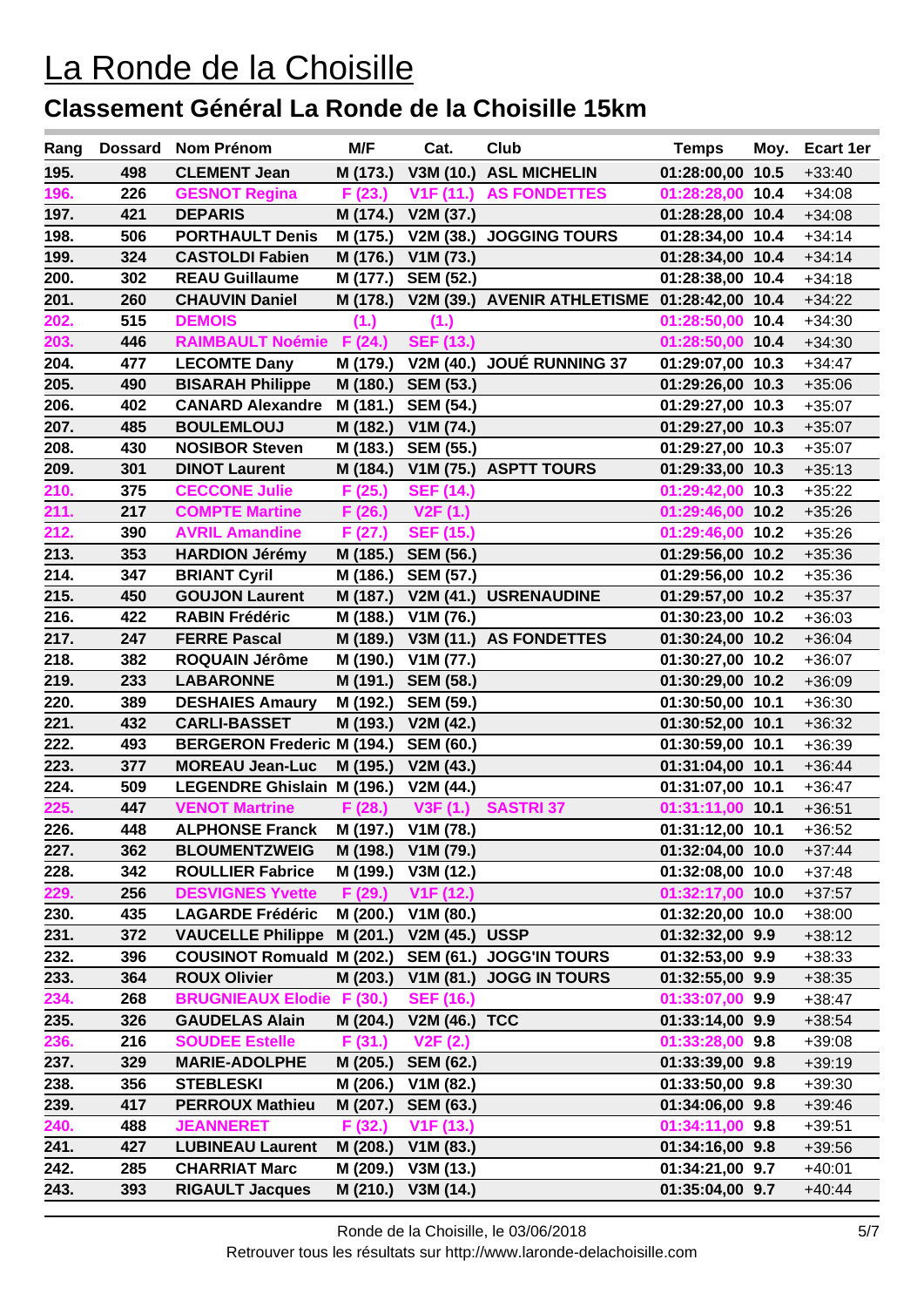# La Ronde de la Choisille

## Classement Général La Ronde de la Choisille 15km

| Rang | Dossard | Nom Prénom | M/F | Cat. | Club | Temps | Moy. | Ecart 1er |
|---|---|---|---|---|---|---|---|---|
| 195. | 498 | CLEMENT Jean | M (173.) | V3M (10.) | ASL MICHELIN | 01:28:00,00 | 10.5 | +33:40 |
| 196. | 226 | GESNOT Regina | F (23.) | V1F (11.) | AS FONDETTES | 01:28:28,00 | 10.4 | +34:08 |
| 197. | 421 | DEPARIS | M (174.) | V2M (37.) | | 01:28:28,00 | 10.4 | +34:08 |
| 198. | 506 | PORTHAULT Denis | M (175.) | V2M (38.) | JOGGING TOURS | 01:28:34,00 | 10.4 | +34:14 |
| 199. | 324 | CASTOLDI Fabien | M (176.) | V1M (73.) | | 01:28:34,00 | 10.4 | +34:14 |
| 200. | 302 | REAU Guillaume | M (177.) | SEM (52.) | | 01:28:38,00 | 10.4 | +34:18 |
| 201. | 260 | CHAUVIN Daniel | M (178.) | V2M (39.) | AVENIR ATHLETISME | 01:28:42,00 | 10.4 | +34:22 |
| 202. | 515 | DEMOIS | (1.) | (1.) | | 01:28:50,00 | 10.4 | +34:30 |
| 203. | 446 | RAIMBAULT Noémie | F (24.) | SEF (13.) | | 01:28:50,00 | 10.4 | +34:30 |
| 204. | 477 | LECOMTE Dany | M (179.) | V2M (40.) | JOUÉ RUNNING 37 | 01:29:07,00 | 10.3 | +34:47 |
| 205. | 490 | BISARAH Philippe | M (180.) | SEM (53.) | | 01:29:26,00 | 10.3 | +35:06 |
| 206. | 402 | CANARD Alexandre | M (181.) | SEM (54.) | | 01:29:27,00 | 10.3 | +35:07 |
| 207. | 485 | BOULEMLOUJ | M (182.) | V1M (74.) | | 01:29:27,00 | 10.3 | +35:07 |
| 208. | 430 | NOSIBOR Steven | M (183.) | SEM (55.) | | 01:29:27,00 | 10.3 | +35:07 |
| 209. | 301 | DINOT Laurent | M (184.) | V1M (75.) | ASPTT TOURS | 01:29:33,00 | 10.3 | +35:13 |
| 210. | 375 | CECCONE Julie | F (25.) | SEF (14.) | | 01:29:42,00 | 10.3 | +35:22 |
| 211. | 217 | COMPTE Martine | F (26.) | V2F (1.) | | 01:29:46,00 | 10.2 | +35:26 |
| 212. | 390 | AVRIL Amandine | F (27.) | SEF (15.) | | 01:29:46,00 | 10.2 | +35:26 |
| 213. | 353 | HARDION Jérémy | M (185.) | SEM (56.) | | 01:29:56,00 | 10.2 | +35:36 |
| 214. | 347 | BRIANT Cyril | M (186.) | SEM (57.) | | 01:29:56,00 | 10.2 | +35:36 |
| 215. | 450 | GOUJON Laurent | M (187.) | V2M (41.) | USRENAUDINE | 01:29:57,00 | 10.2 | +35:37 |
| 216. | 422 | RABIN Frédéric | M (188.) | V1M (76.) | | 01:30:23,00 | 10.2 | +36:03 |
| 217. | 247 | FERRE Pascal | M (189.) | V3M (11.) | AS FONDETTES | 01:30:24,00 | 10.2 | +36:04 |
| 218. | 382 | ROQUAIN Jérôme | M (190.) | V1M (77.) | | 01:30:27,00 | 10.2 | +36:07 |
| 219. | 233 | LABARONNE | M (191.) | SEM (58.) | | 01:30:29,00 | 10.2 | +36:09 |
| 220. | 389 | DESHAIES Amaury | M (192.) | SEM (59.) | | 01:30:50,00 | 10.1 | +36:30 |
| 221. | 432 | CARLI-BASSET | M (193.) | V2M (42.) | | 01:30:52,00 | 10.1 | +36:32 |
| 222. | 493 | BERGERON Frederic | M (194.) | SEM (60.) | | 01:30:59,00 | 10.1 | +36:39 |
| 223. | 377 | MOREAU Jean-Luc | M (195.) | V2M (43.) | | 01:31:04,00 | 10.1 | +36:44 |
| 224. | 509 | LEGENDRE Ghislain | M (196.) | V2M (44.) | | 01:31:07,00 | 10.1 | +36:47 |
| 225. | 447 | VENOT Martrine | F (28.) | V3F (1.) | SASTRI 37 | 01:31:11,00 | 10.1 | +36:51 |
| 226. | 448 | ALPHONSE Franck | M (197.) | V1M (78.) | | 01:31:12,00 | 10.1 | +36:52 |
| 227. | 362 | BLOUMENTZWEIG | M (198.) | V1M (79.) | | 01:32:04,00 | 10.0 | +37:44 |
| 228. | 342 | ROULLIER Fabrice | M (199.) | V3M (12.) | | 01:32:08,00 | 10.0 | +37:48 |
| 229. | 256 | DESVIGNES Yvette | F (29.) | V1F (12.) | | 01:32:17,00 | 10.0 | +37:57 |
| 230. | 435 | LAGARDE Frédéric | M (200.) | V1M (80.) | | 01:32:20,00 | 10.0 | +38:00 |
| 231. | 372 | VAUCELLE Philippe | M (201.) | V2M (45.) | USSP | 01:32:32,00 | 9.9 | +38:12 |
| 232. | 396 | COUSINOT Romuald | M (202.) | SEM (61.) | JOGG'IN TOURS | 01:32:53,00 | 9.9 | +38:33 |
| 233. | 364 | ROUX Olivier | M (203.) | V1M (81.) | JOGG IN TOURS | 01:32:55,00 | 9.9 | +38:35 |
| 234. | 268 | BRUGNIEAUX Elodie | F (30.) | SEF (16.) | | 01:33:07,00 | 9.9 | +38:47 |
| 235. | 326 | GAUDELAS Alain | M (204.) | V2M (46.) | TCC | 01:33:14,00 | 9.9 | +38:54 |
| 236. | 216 | SOUDEE Estelle | F (31.) | V2F (2.) | | 01:33:28,00 | 9.8 | +39:08 |
| 237. | 329 | MARIE-ADOLPHE | M (205.) | SEM (62.) | | 01:33:39,00 | 9.8 | +39:19 |
| 238. | 356 | STEBLESKI | M (206.) | V1M (82.) | | 01:33:50,00 | 9.8 | +39:30 |
| 239. | 417 | PERROUX Mathieu | M (207.) | SEM (63.) | | 01:34:06,00 | 9.8 | +39:46 |
| 240. | 488 | JEANNERET | F (32.) | V1F (13.) | | 01:34:11,00 | 9.8 | +39:51 |
| 241. | 427 | LUBINEAU Laurent | M (208.) | V1M (83.) | | 01:34:16,00 | 9.8 | +39:56 |
| 242. | 285 | CHARRIAT Marc | M (209.) | V3M (13.) | | 01:34:21,00 | 9.7 | +40:01 |
| 243. | 393 | RIGAULT Jacques | M (210.) | V3M (14.) | | 01:35:04,00 | 9.7 | +40:44 |

Ronde de la Choisille, le 03/06/2018

Retrouver tous les résultats sur http://www.laronde-delachoisille.com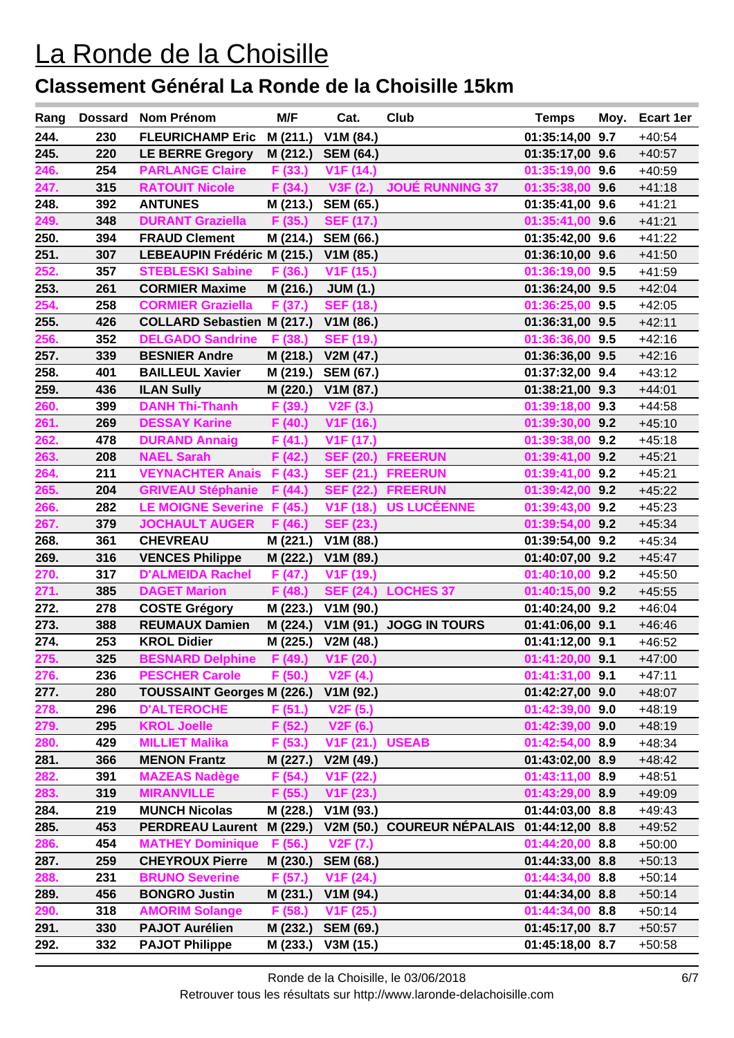# La Ronde de la Choisille

## Classement Général La Ronde de la Choisille 15km

| Rang | Dossard | Nom Prénom | M/F | Cat. | Club | Temps | Moy. | Ecart 1er |
|---|---|---|---|---|---|---|---|---|
| 244. | 230 | FLEURICHAMP Eric | M (211.) | V1M (84.) | | 01:35:14,00 | 9.7 | +40:54 |
| 245. | 220 | LE BERRE Gregory | M (212.) | SEM (64.) | | 01:35:17,00 | 9.6 | +40:57 |
| 246. | 254 | PARLANGE Claire | F (33.) | V1F (14.) | | 01:35:19,00 | 9.6 | +40:59 |
| 247. | 315 | RATOUIT Nicole | F (34.) | V3F (2.) | JOUÉ RUNNING 37 | 01:35:38,00 | 9.6 | +41:18 |
| 248. | 392 | ANTUNES | M (213.) | SEM (65.) | | 01:35:41,00 | 9.6 | +41:21 |
| 249. | 348 | DURANT Graziella | F (35.) | SEF (17.) | | 01:35:41,00 | 9.6 | +41:21 |
| 250. | 394 | FRAUD Clement | M (214.) | SEM (66.) | | 01:35:42,00 | 9.6 | +41:22 |
| 251. | 307 | LEBEAUPIN Frédéric | M (215.) | V1M (85.) | | 01:36:10,00 | 9.6 | +41:50 |
| 252. | 357 | STEBLESKI Sabine | F (36.) | V1F (15.) | | 01:36:19,00 | 9.5 | +41:59 |
| 253. | 261 | CORMIER Maxime | M (216.) | JUM (1.) | | 01:36:24,00 | 9.5 | +42:04 |
| 254. | 258 | CORMIER Graziella | F (37.) | SEF (18.) | | 01:36:25,00 | 9.5 | +42:05 |
| 255. | 426 | COLLARD Sebastien | M (217.) | V1M (86.) | | 01:36:31,00 | 9.5 | +42:11 |
| 256. | 352 | DELGADO Sandrine | F (38.) | SEF (19.) | | 01:36:36,00 | 9.5 | +42:16 |
| 257. | 339 | BESNIER Andre | M (218.) | V2M (47.) | | 01:36:36,00 | 9.5 | +42:16 |
| 258. | 401 | BAILLEUL Xavier | M (219.) | SEM (67.) | | 01:37:32,00 | 9.4 | +43:12 |
| 259. | 436 | ILAN Sully | M (220.) | V1M (87.) | | 01:38:21,00 | 9.3 | +44:01 |
| 260. | 399 | DANH Thi-Thanh | F (39.) | V2F (3.) | | 01:39:18,00 | 9.3 | +44:58 |
| 261. | 269 | DESSAY Karine | F (40.) | V1F (16.) | | 01:39:30,00 | 9.2 | +45:10 |
| 262. | 478 | DURAND Annaig | F (41.) | V1F (17.) | | 01:39:38,00 | 9.2 | +45:18 |
| 263. | 208 | NAEL Sarah | F (42.) | SEF (20.) | FREERUN | 01:39:41,00 | 9.2 | +45:21 |
| 264. | 211 | VEYNACHTER Anais | F (43.) | SEF (21.) | FREERUN | 01:39:41,00 | 9.2 | +45:21 |
| 265. | 204 | GRIVEAU Stéphanie | F (44.) | SEF (22.) | FREERUN | 01:39:42,00 | 9.2 | +45:22 |
| 266. | 282 | LE MOIGNE Severine | F (45.) | V1F (18.) | US LUCÉENNE | 01:39:43,00 | 9.2 | +45:23 |
| 267. | 379 | JOCHAULT AUGER | F (46.) | SEF (23.) | | 01:39:54,00 | 9.2 | +45:34 |
| 268. | 361 | CHEVREAU | M (221.) | V1M (88.) | | 01:39:54,00 | 9.2 | +45:34 |
| 269. | 316 | VENCES Philippe | M (222.) | V1M (89.) | | 01:40:07,00 | 9.2 | +45:47 |
| 270. | 317 | D'ALMEIDA Rachel | F (47.) | V1F (19.) | | 01:40:10,00 | 9.2 | +45:50 |
| 271. | 385 | DAGET Marion | F (48.) | SEF (24.) | LOCHES 37 | 01:40:15,00 | 9.2 | +45:55 |
| 272. | 278 | COSTE Grégory | M (223.) | V1M (90.) | | 01:40:24,00 | 9.2 | +46:04 |
| 273. | 388 | REUMAUX Damien | M (224.) | V1M (91.) | JOGG IN TOURS | 01:41:06,00 | 9.1 | +46:46 |
| 274. | 253 | KROL Didier | M (225.) | V2M (48.) | | 01:41:12,00 | 9.1 | +46:52 |
| 275. | 325 | BESNARD Delphine | F (49.) | V1F (20.) | | 01:41:20,00 | 9.1 | +47:00 |
| 276. | 236 | PESCHER Carole | F (50.) | V2F (4.) | | 01:41:31,00 | 9.1 | +47:11 |
| 277. | 280 | TOUSSAINT Georges | M (226.) | V1M (92.) | | 01:42:27,00 | 9.0 | +48:07 |
| 278. | 296 | D'ALTEROCHE | F (51.) | V2F (5.) | | 01:42:39,00 | 9.0 | +48:19 |
| 279. | 295 | KROL Joelle | F (52.) | V2F (6.) | | 01:42:39,00 | 9.0 | +48:19 |
| 280. | 429 | MILLIET Malika | F (53.) | V1F (21.) | USEAB | 01:42:54,00 | 8.9 | +48:34 |
| 281. | 366 | MENON Frantz | M (227.) | V2M (49.) | | 01:43:02,00 | 8.9 | +48:42 |
| 282. | 391 | MAZEAS Nadège | F (54.) | V1F (22.) | | 01:43:11,00 | 8.9 | +48:51 |
| 283. | 319 | MIRANVILLE | F (55.) | V1F (23.) | | 01:43:29,00 | 8.9 | +49:09 |
| 284. | 219 | MUNCH Nicolas | M (228.) | V1M (93.) | | 01:44:03,00 | 8.8 | +49:43 |
| 285. | 453 | PERDREAU Laurent | M (229.) | V2M (50.) | COUREUR NÉPALAIS | 01:44:12,00 | 8.8 | +49:52 |
| 286. | 454 | MATHEY Dominique | F (56.) | V2F (7.) | | 01:44:20,00 | 8.8 | +50:00 |
| 287. | 259 | CHEYROUX Pierre | M (230.) | SEM (68.) | | 01:44:33,00 | 8.8 | +50:13 |
| 288. | 231 | BRUNO Severine | F (57.) | V1F (24.) | | 01:44:34,00 | 8.8 | +50:14 |
| 289. | 456 | BONGRO Justin | M (231.) | V1M (94.) | | 01:44:34,00 | 8.8 | +50:14 |
| 290. | 318 | AMORIM Solange | F (58.) | V1F (25.) | | 01:44:34,00 | 8.8 | +50:14 |
| 291. | 330 | PAJOT Aurélien | M (232.) | SEM (69.) | | 01:45:17,00 | 8.7 | +50:57 |
| 292. | 332 | PAJOT Philippe | M (233.) | V3M (15.) | | 01:45:18,00 | 8.7 | +50:58 |

Ronde de la Choisille, le 03/06/2018

Retrouver tous les résultats sur http://www.laronde-delachoisille.com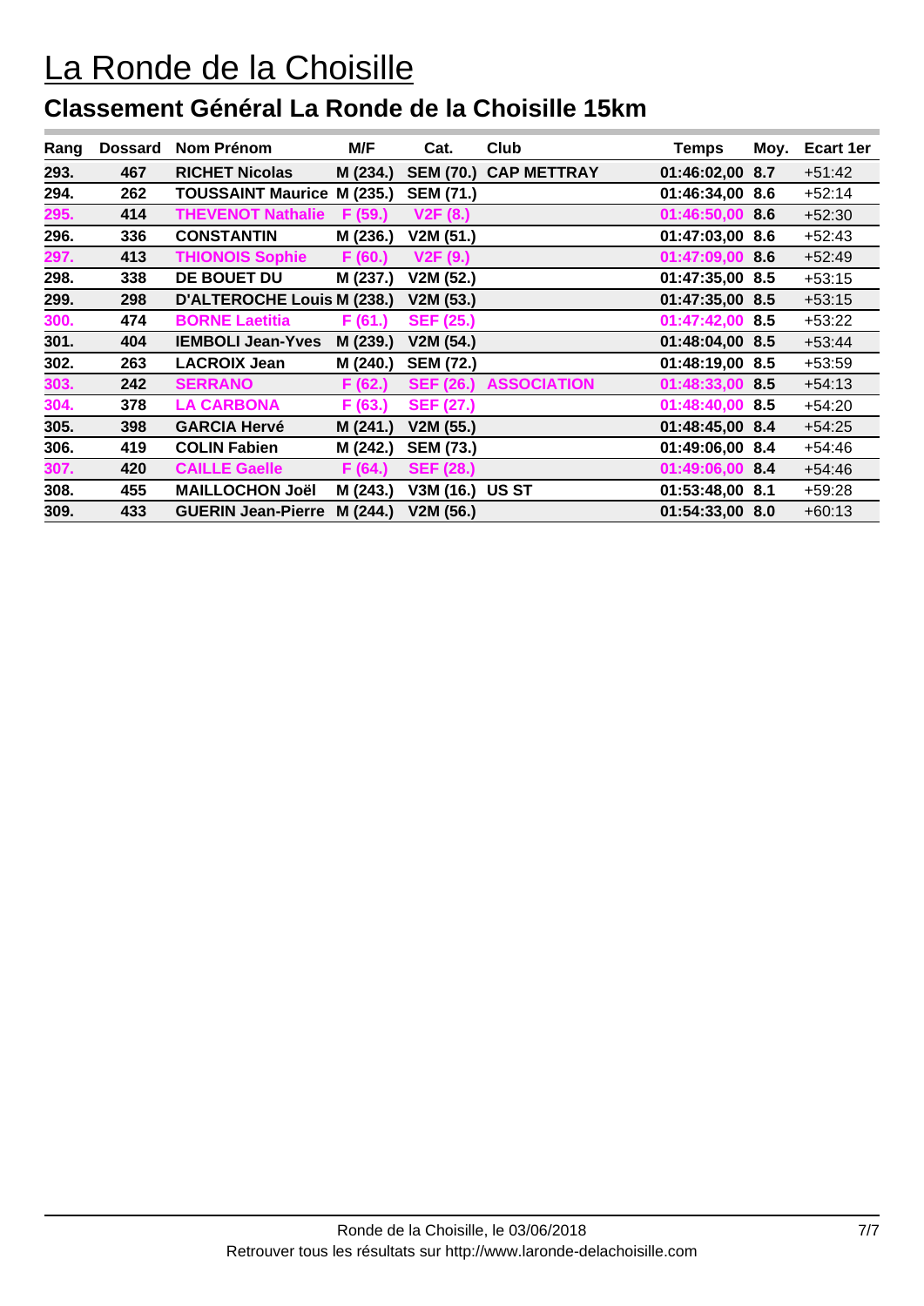# La Ronde de la Choisille

## Classement Général La Ronde de la Choisille 15km

| Rang | Dossard | Nom Prénom | M/F | Cat. | Club | Temps | Moy. | Ecart 1er |
|---|---|---|---|---|---|---|---|---|
| 293. | 467 | RICHET Nicolas | M (234.) | SEM (70.) | CAP METTRAY | 01:46:02,00 | 8.7 | +51:42 |
| 294. | 262 | TOUSSAINT Maurice | M (235.) | SEM (71.) | | 01:46:34,00 | 8.6 | +52:14 |
| 295. | 414 | THEVENOT Nathalie | F (59.) | V2F (8.) | | 01:46:50,00 | 8.6 | +52:30 |
| 296. | 336 | CONSTANTIN | M (236.) | V2M (51.) | | 01:47:03,00 | 8.6 | +52:43 |
| 297. | 413 | THIONOIS Sophie | F (60.) | V2F (9.) | | 01:47:09,00 | 8.6 | +52:49 |
| 298. | 338 | DE BOUET DU | M (237.) | V2M (52.) | | 01:47:35,00 | 8.5 | +53:15 |
| 299. | 298 | D'ALTEROCHE Louis | M (238.) | V2M (53.) | | 01:47:35,00 | 8.5 | +53:15 |
| 300. | 474 | BORNE Laetitia | F (61.) | SEF (25.) | | 01:47:42,00 | 8.5 | +53:22 |
| 301. | 404 | IEMBOLI Jean-Yves | M (239.) | V2M (54.) | | 01:48:04,00 | 8.5 | +53:44 |
| 302. | 263 | LACROIX Jean | M (240.) | SEM (72.) | | 01:48:19,00 | 8.5 | +53:59 |
| 303. | 242 | SERRANO | F (62.) | SEF (26.) | ASSOCIATION | 01:48:33,00 | 8.5 | +54:13 |
| 304. | 378 | LA CARBONA | F (63.) | SEF (27.) | | 01:48:40,00 | 8.5 | +54:20 |
| 305. | 398 | GARCIA Hervé | M (241.) | V2M (55.) | | 01:48:45,00 | 8.4 | +54:25 |
| 306. | 419 | COLIN Fabien | M (242.) | SEM (73.) | | 01:49:06,00 | 8.4 | +54:46 |
| 307. | 420 | CAILLE Gaelle | F (64.) | SEF (28.) | | 01:49:06,00 | 8.4 | +54:46 |
| 308. | 455 | MAILLOCHON Joël | M (243.) | V3M (16.) | US ST | 01:53:48,00 | 8.1 | +59:28 |
| 309. | 433 | GUERIN Jean-Pierre | M (244.) | V2M (56.) | | 01:54:33,00 | 8.0 | +60:13 |

Ronde de la Choisille, le 03/06/2018
Retrouver tous les résultats sur http://www.laronde-delachoisille.com